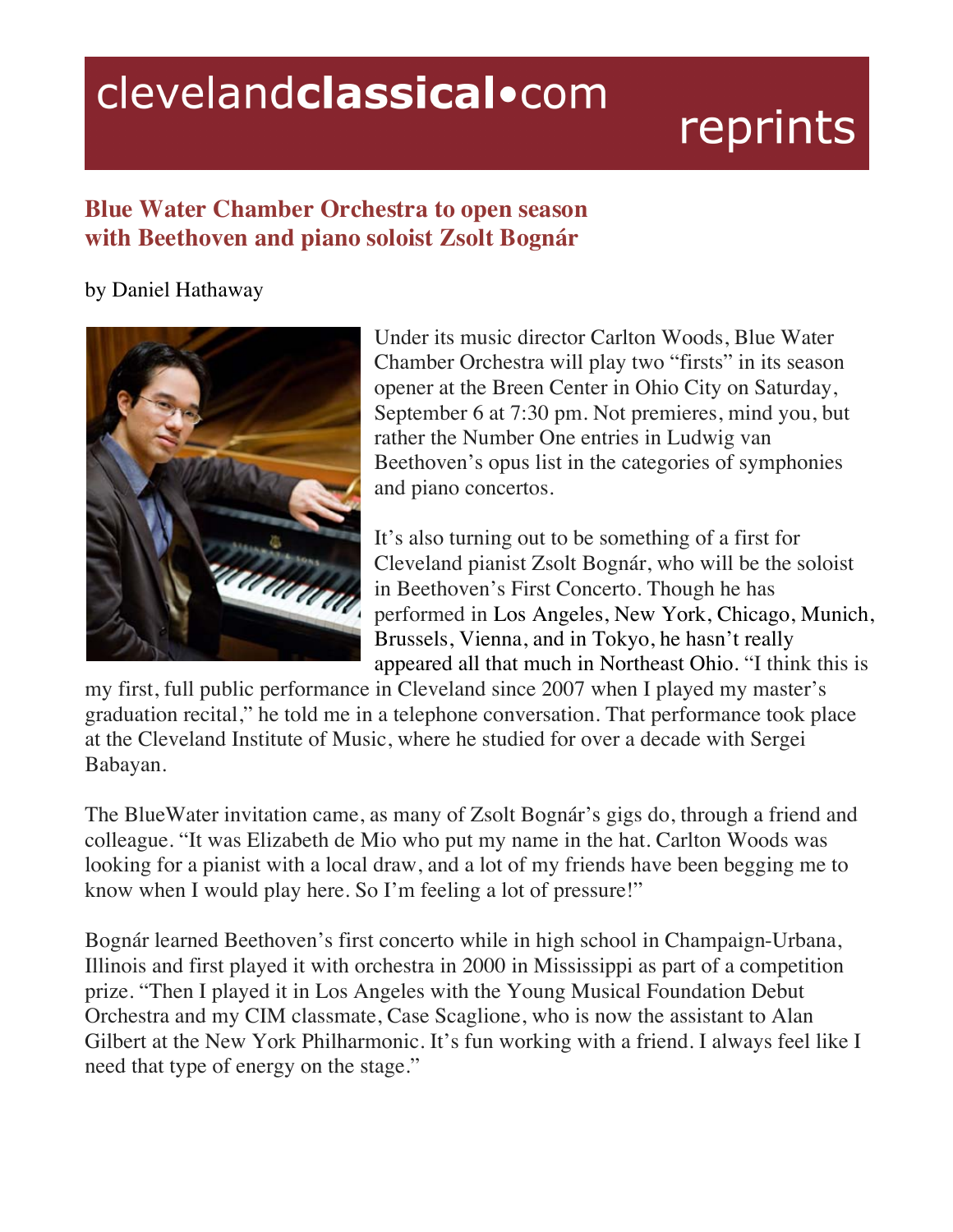clevelandclassical•com reprints

## Blue Water Chamber Orchestra to open season with Beethoven and piano soloist Zsolt Bognár

by Daniel Hathaway

Under its music director Carlton Woods, Blue Water Chamber Orchestra will play two “firsts” in its season opener at the Breen Center in Ohio City on Saturday, September 6 at 7:30 pm. Not premieres, mind you, but rather the Number One entries in Ludwig van Beethoven’s opus list in the categories of symphonies and piano concertos.

It’s also turning out to be something of a first for Cleveland pianist Zsolt Bognár, who will be the soloist in Beethoven’s First Concerto. Though he has performed in Los Angeles, New York, Chicago, Munich, Brussels, Vienna, and in Tokyo, he hasn’t really appeared all that much in Northeast Ohio. “I think this is my first, full public performance in Cleveland since 2007 when I played my master’s graduation recital,” he told me in a telephone conversation. That performance took place at the Cleveland Institute of Music, where he studied for over a decade with Sergei Babayan.

The BlueWater invitation came, as many of Zsolt Bognár’s gigs do, through a friend and colleague. “It was Elizabeth de Mio who put my name in the hat. Carlton Woods was looking for a pianist with a local draw, and a lot of my friends have been begging me to know when I would play here. So I’m feeling a lot of pressure!”

Bognár learned Beethoven’s first concerto while in high school in Champaign-Urbana, Illinois and first played it with orchestra in 2000 in Mississippi as part of a competition prize. “Then I played it in Los Angeles with the Young Musical Foundation Debut Orchestra and my CIM classmate, Case Scaglione, who is now the assistant to Alan Gilbert at the New York Philharmonic. It’s fun working with a friend. I always feel like I need that type of energy on the stage.”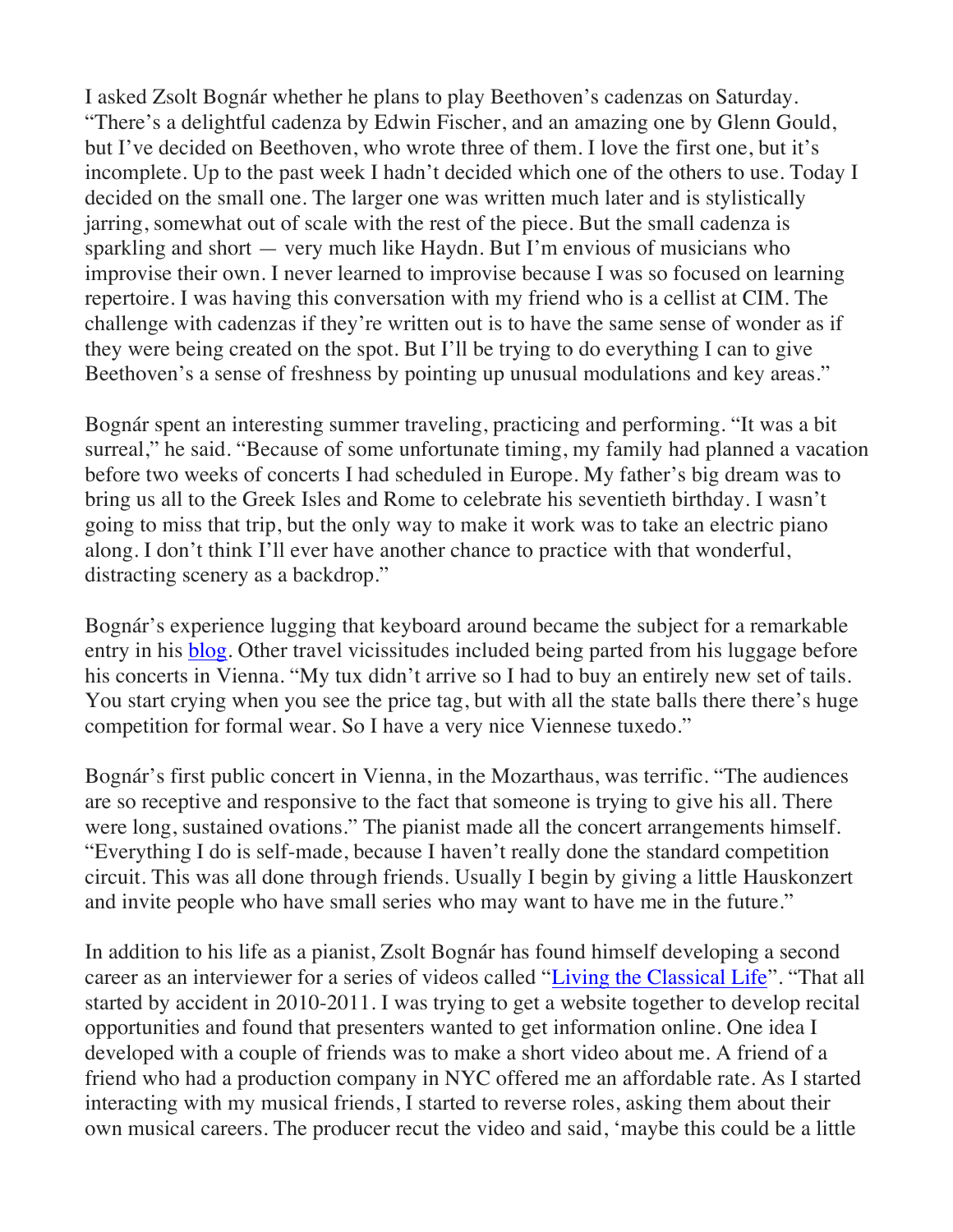I asked Zsolt Bognár whether he plans to play Beethoven's cadenzas on Saturday. "There's a delightful cadenza by Edwin Fischer, and an amazing one by Glenn Gould, but I've decided on Beethoven, who wrote three of them. I love the first one, but it's incomplete. Up to the past week I hadn't decided which one of the others to use. Today I decided on the small one. The larger one was written much later and is stylistically jarring, somewhat out of scale with the rest of the piece. But the small cadenza is sparkling and short — very much like Haydn. But I'm envious of musicians who improvise their own. I never learned to improvise because I was so focused on learning repertoire. I was having this conversation with my friend who is a cellist at CIM. The challenge with cadenzas if they're written out is to have the same sense of wonder as if they were being created on the spot. But I'll be trying to do everything I can to give Beethoven's a sense of freshness by pointing up unusual modulations and key areas."

Bognár spent an interesting summer traveling, practicing and performing. "It was a bit surreal," he said. "Because of some unfortunate timing, my family had planned a vacation before two weeks of concerts I had scheduled in Europe. My father's big dream was to bring us all to the Greek Isles and Rome to celebrate his seventieth birthday. I wasn't going to miss that trip, but the only way to make it work was to take an electric piano along. I don't think I'll ever have another chance to practice with that wonderful, distracting scenery as a backdrop."

Bognár's experience lugging that keyboard around became the subject for a remarkable entry in his blog. Other travel vicissitudes included being parted from his luggage before his concerts in Vienna. "My tux didn't arrive so I had to buy an entirely new set of tails. You start crying when you see the price tag, but with all the state balls there there's huge competition for formal wear. So I have a very nice Viennese tuxedo."

Bognár's first public concert in Vienna, in the Mozarthaus, was terrific. "The audiences are so receptive and responsive to the fact that someone is trying to give his all. There were long, sustained ovations." The pianist made all the concert arrangements himself. "Everything I do is self-made, because I haven't really done the standard competition circuit. This was all done through friends. Usually I begin by giving a little Hauskonzert and invite people who have small series who may want to have me in the future."

In addition to his life as a pianist, Zsolt Bognár has found himself developing a second career as an interviewer for a series of videos called "Living the Classical Life". "That all started by accident in 2010-2011. I was trying to get a website together to develop recital opportunities and found that presenters wanted to get information online. One idea I developed with a couple of friends was to make a short video about me. A friend of a friend who had a production company in NYC offered me an affordable rate. As I started interacting with my musical friends, I started to reverse roles, asking them about their own musical careers. The producer recut the video and said, 'maybe this could be a little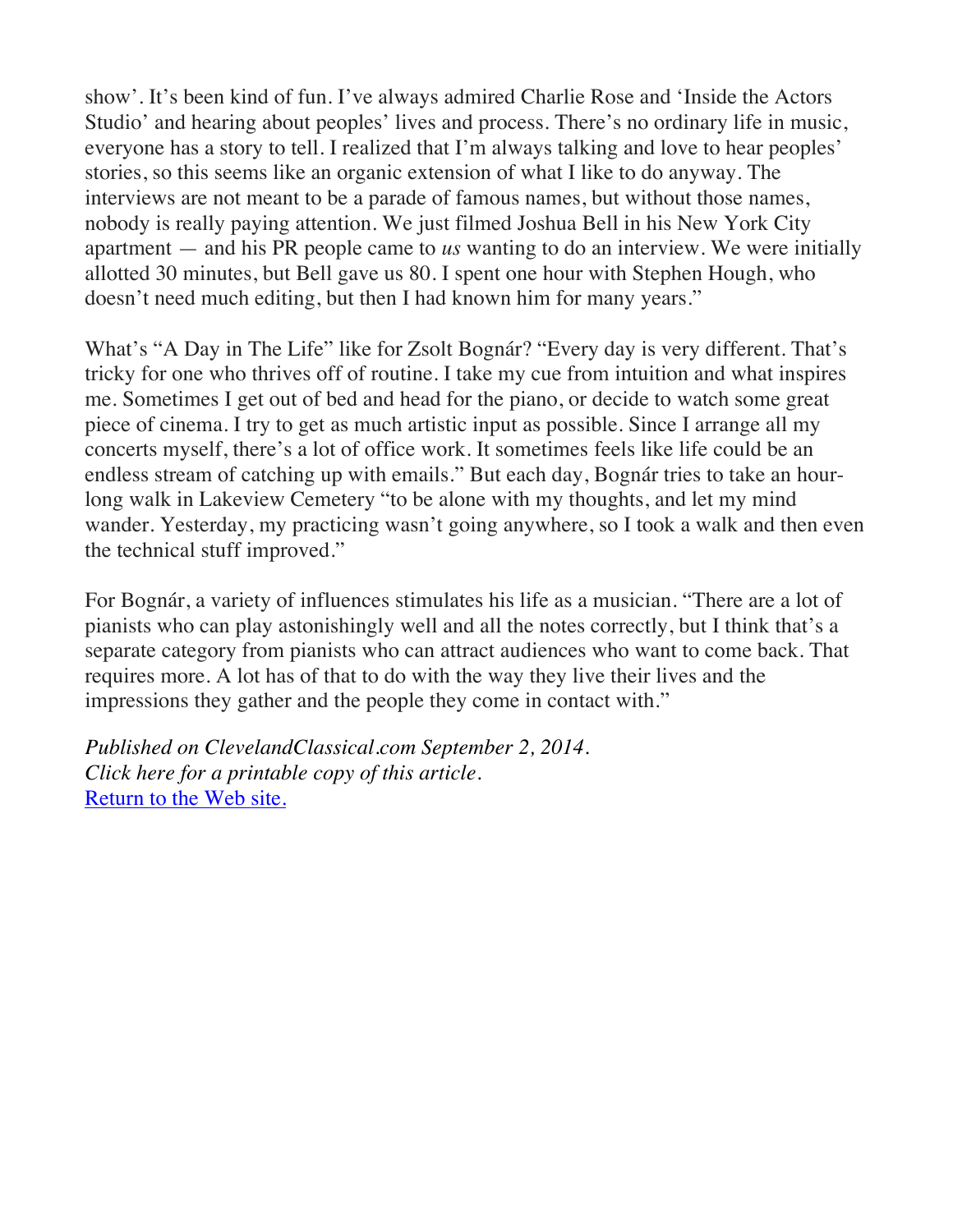show'. It's been kind of fun. I've always admired Charlie Rose and 'Inside the Actors Studio' and hearing about peoples' lives and process. There's no ordinary life in music, everyone has a story to tell. I realized that I'm always talking and love to hear peoples' stories, so this seems like an organic extension of what I like to do anyway. The interviews are not meant to be a parade of famous names, but without those names, nobody is really paying attention. We just filmed Joshua Bell in his New York City apartment — and his PR people came to *us* wanting to do an interview. We were initially allotted 30 minutes, but Bell gave us 80. I spent one hour with Stephen Hough, who doesn't need much editing, but then I had known him for many years."

What's "A Day in The Life" like for Zsolt Bognár? "Every day is very different. That's tricky for one who thrives off of routine. I take my cue from intuition and what inspires me. Sometimes I get out of bed and head for the piano, or decide to watch some great piece of cinema. I try to get as much artistic input as possible. Since I arrange all my concerts myself, there's a lot of office work. It sometimes feels like life could be an endless stream of catching up with emails." But each day, Bognár tries to take an hour-long walk in Lakeview Cemetery "to be alone with my thoughts, and let my mind wander. Yesterday, my practicing wasn't going anywhere, so I took a walk and then even the technical stuff improved."

For Bognár, a variety of influences stimulates his life as a musician. "There are a lot of pianists who can play astonishingly well and all the notes correctly, but I think that's a separate category from pianists who can attract audiences who want to come back. That requires more. A lot has of that to do with the way they live their lives and the impressions they gather and the people they come in contact with."

*Published on ClevelandClassical.com September 2, 2014.*
*Click here for a printable copy of this article.*
Return to the Web site.